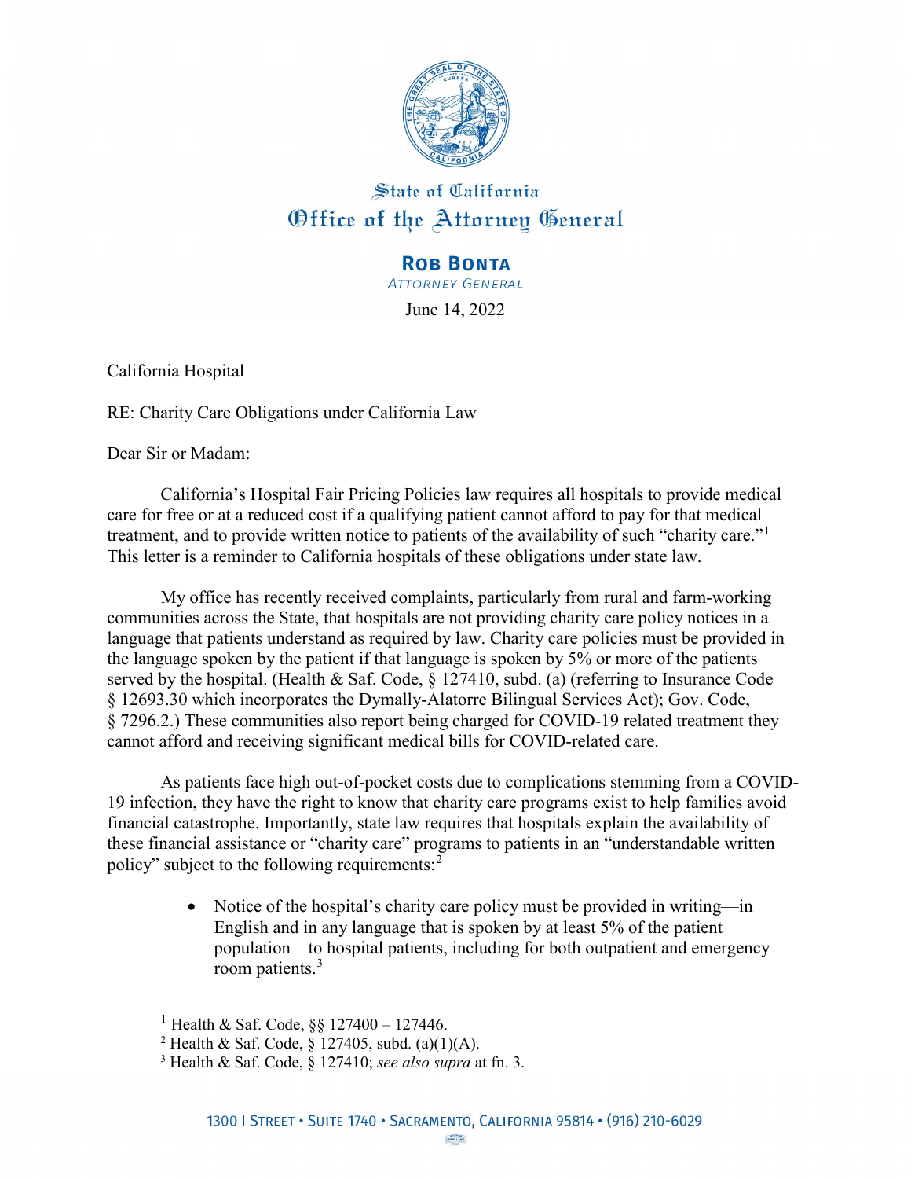State of California
Office of the Attorney General

**Rob Bonta**
*Attorney General*

June 14, 2022

California Hospital

RE: Charity Care Obligations under California Law

Dear Sir or Madam:

California's Hospital Fair Pricing Policies law requires all hospitals to provide medical care for free or at a reduced cost if a qualifying patient cannot afford to pay for that medical treatment, and to provide written notice to patients of the availability of such "charity care."[1] This letter is a reminder to California hospitals of these obligations under state law.

My office has recently received complaints, particularly from rural and farm-working communities across the State, that hospitals are not providing charity care policy notices in a language that patients understand as required by law. Charity care policies must be provided in the language spoken by the patient if that language is spoken by 5% or more of the patients served by the hospital. (Health & Saf. Code, § 127410, subd. (a) (referring to Insurance Code § 12693.30 which incorporates the Dymally-Alatorre Bilingual Services Act); Gov. Code, § 7296.2.) These communities also report being charged for COVID-19 related treatment they cannot afford and receiving significant medical bills for COVID-related care.

As patients face high out-of-pocket costs due to complications stemming from a COVID-19 infection, they have the right to know that charity care programs exist to help families avoid financial catastrophe. Importantly, state law requires that hospitals explain the availability of these financial assistance or "charity care" programs to patients in an "understandable written policy" subject to the following requirements:[2]

- Notice of the hospital's charity care policy must be provided in writing—in English and in any language that is spoken by at least 5% of the patient population—to hospital patients, including for both outpatient and emergency room patients.[3]

---

[1] Health & Saf. Code, §§ 127400 – 127446.

[2] Health & Saf. Code, § 127405, subd. (a)(1)(A).

[3] Health & Saf. Code, § 127410; *see also supra* at fn. 3.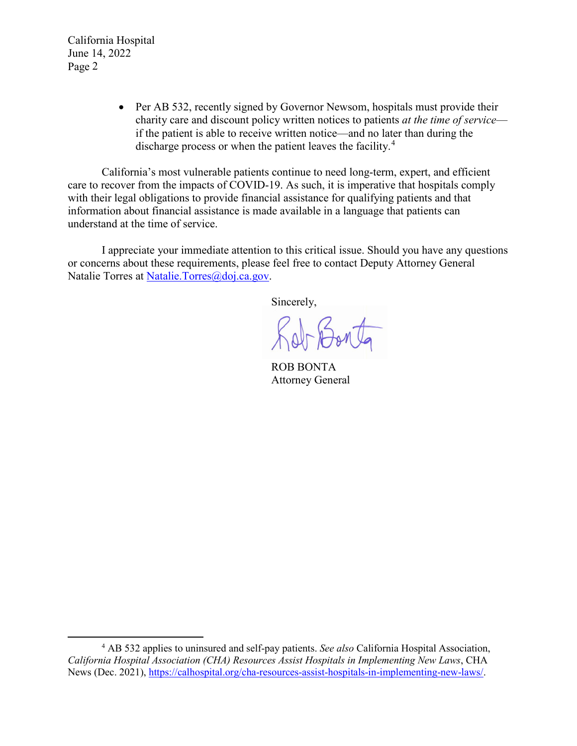- Per AB 532, recently signed by Governor Newsom, hospitals must provide their charity care and discount policy written notices to patients *at the time of service*—if the patient is able to receive written notice—and no later than during the discharge process or when the patient leaves the facility.[4]

California's most vulnerable patients continue to need long-term, expert, and efficient care to recover from the impacts of COVID-19. As such, it is imperative that hospitals comply with their legal obligations to provide financial assistance for qualifying patients and that information about financial assistance is made available in a language that patients can understand at the time of service.

I appreciate your immediate attention to this critical issue. Should you have any questions or concerns about these requirements, please feel free to contact Deputy Attorney General Natalie Torres at Natalie.Torres@doj.ca.gov.

Sincerely,

ROB BONTA
Attorney General

[4] AB 532 applies to uninsured and self-pay patients. *See also* California Hospital Association, *California Hospital Association (CHA) Resources Assist Hospitals in Implementing New Laws*, CHA News (Dec. 2021), https://calhospital.org/cha-resources-assist-hospitals-in-implementing-new-laws/.